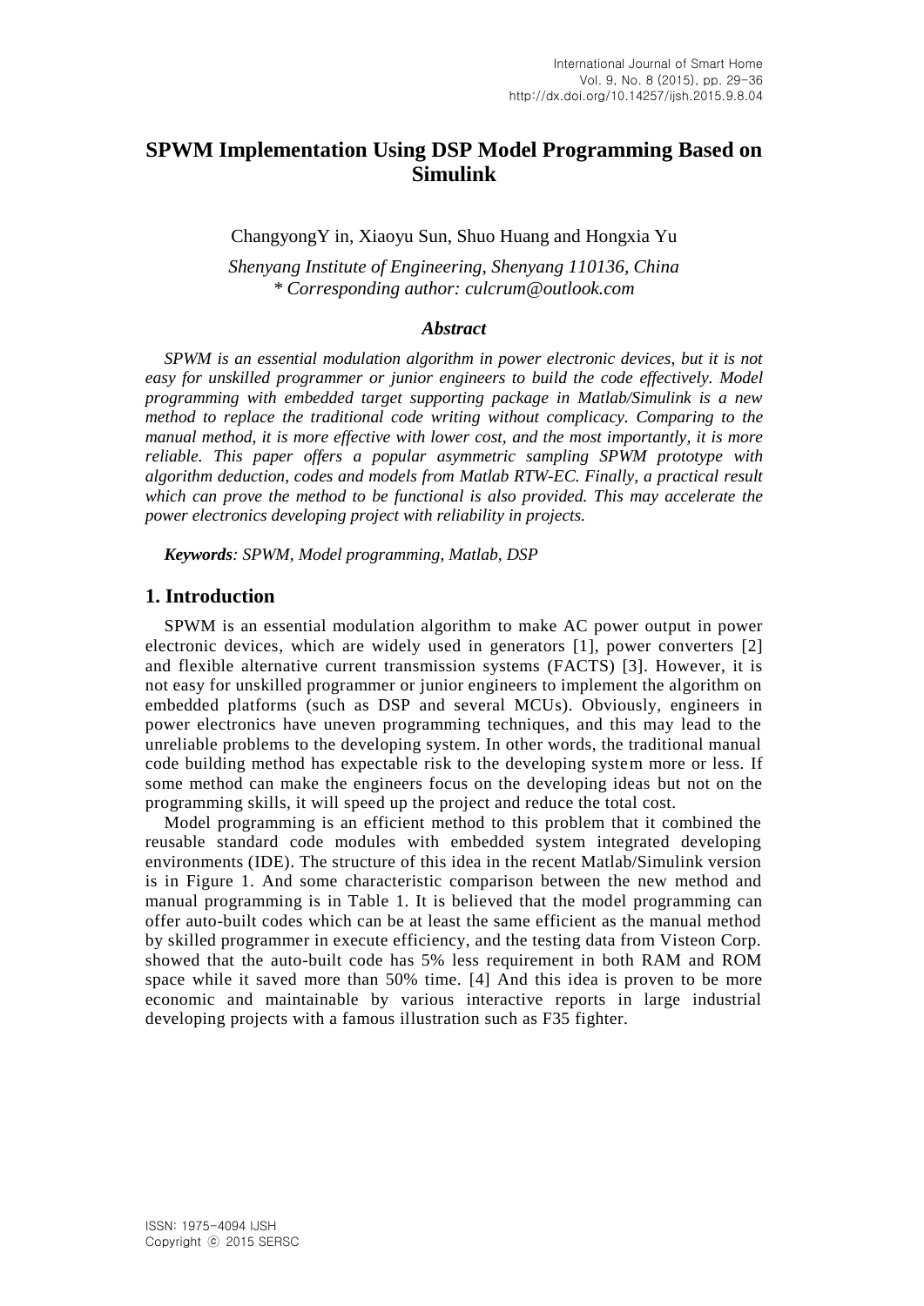# SPWM Implementation Using DSP Model Programming Based on Simulink

ChangyongY in, Xiaoyu Sun, Shuo Huang and Hongxia Yu

*Shenyang Institute of Engineering, Shenyang 110136, China*
*\* Corresponding author: culcrum@outlook.com*

***Abstract***

*SPWM is an essential modulation algorithm in power electronic devices, but it is not easy for unskilled programmer or junior engineers to build the code effectively. Model programming with embedded target supporting package in Matlab/Simulink is a new method to replace the traditional code writing without complicacy. Comparing to the manual method, it is more effective with lower cost, and the most importantly, it is more reliable. This paper offers a popular asymmetric sampling SPWM prototype with algorithm deduction, codes and models from Matlab RTW-EC. Finally, a practical result which can prove the method to be functional is also provided. This may accelerate the power electronics developing project with reliability in projects.*

***Keywords****: SPWM, Model programming, Matlab, DSP*

## 1. Introduction

SPWM is an essential modulation algorithm to make AC power output in power electronic devices, which are widely used in generators [1], power converters [2] and flexible alternative current transmission systems (FACTS) [3]. However, it is not easy for unskilled programmer or junior engineers to implement the algorithm on embedded platforms (such as DSP and several MCUs). Obviously, engineers in power electronics have uneven programming techniques, and this may lead to the unreliable problems to the developing system. In other words, the traditional manual code building method has expectable risk to the developing system more or less. If some method can make the engineers focus on the developing ideas but not on the programming skills, it will speed up the project and reduce the total cost.

Model programming is an efficient method to this problem that it combined the reusable standard code modules with embedded system integrated developing environments (IDE). The structure of this idea in the recent Matlab/Simulink version is in Figure 1. And some characteristic comparison between the new method and manual programming is in Table 1. It is believed that the model programming can offer auto-built codes which can be at least the same efficient as the manual method by skilled programmer in execute efficiency, and the testing data from Visteon Corp. showed that the auto-built code has 5% less requirement in both RAM and ROM space while it saved more than 50% time. [4] And this idea is proven to be more economic and maintainable by various interactive reports in large industrial developing projects with a famous illustration such as F35 fighter.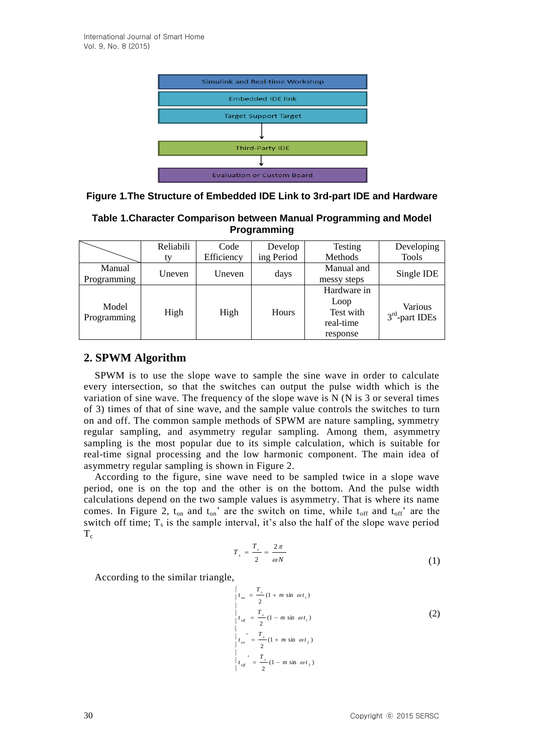Simulink and Real-time Workshop

Embedded IDE link

Target Support Target

Third-Party IDE

Evaluation or Custom Board

**Figure 1.The Structure of Embedded IDE Link to 3rd-part IDE and Hardware**

**Table 1.Character Comparison between Manual Programming and Model Programming**

| | Reliability | Code Efficiency | Developing Period | Testing Methods | Developing Tools |
|---|---|---|---|---|---|
| Manual Programming | Uneven | Uneven | days | Manual and messy steps | Single IDE |
| Model Programming | High | High | Hours | Hardware in Loop Test with real-time response | Various $3^{rd}$-part IDEs |

## 2. SPWM Algorithm

SPWM is to use the slope wave to sample the sine wave in order to calculate every intersection, so that the switches can output the pulse width which is the variation of sine wave. The frequency of the slope wave is N (N is 3 or several times of 3) times of that of sine wave, and the sample value controls the switches to turn on and off. The common sample methods of SPWM are nature sampling, symmetry regular sampling, and asymmetry regular sampling. Among them, asymmetry sampling is the most popular due to its simple calculation, which is suitable for real-time signal processing and the low harmonic component. The main idea of asymmetry regular sampling is shown in Figure 2.

According to the figure, sine wave need to be sampled twice in a slope wave period, one is on the top and the other is on the bottom. And the pulse width calculations depend on the two sample values is asymmetry. That is where its name comes. In Figure 2, $t_{on}$ and $t_{on}$' are the switch on time, while $t_{off}$ and $t_{off}$' are the switch off time; $T_s$ is the sample interval, it's also the half of the slope wave period $T_c$

$$T_s = \frac{T_c}{2} = \frac{2\pi}{\omega N} \tag{1}$$

According to the similar triangle,

$$\begin{cases} t_{on} = \dfrac{T_s}{2}(1 + m\sin \omega t_1) \\ t_{off} = \dfrac{T_s}{2}(1 - m\sin \omega t_1) \\ t_{on}' = \dfrac{T_s}{2}(1 + m\sin \omega t_2) \\ t_{off}' = \dfrac{T_s}{2}(1 - m\sin \omega t_2) \end{cases} \tag{2}$$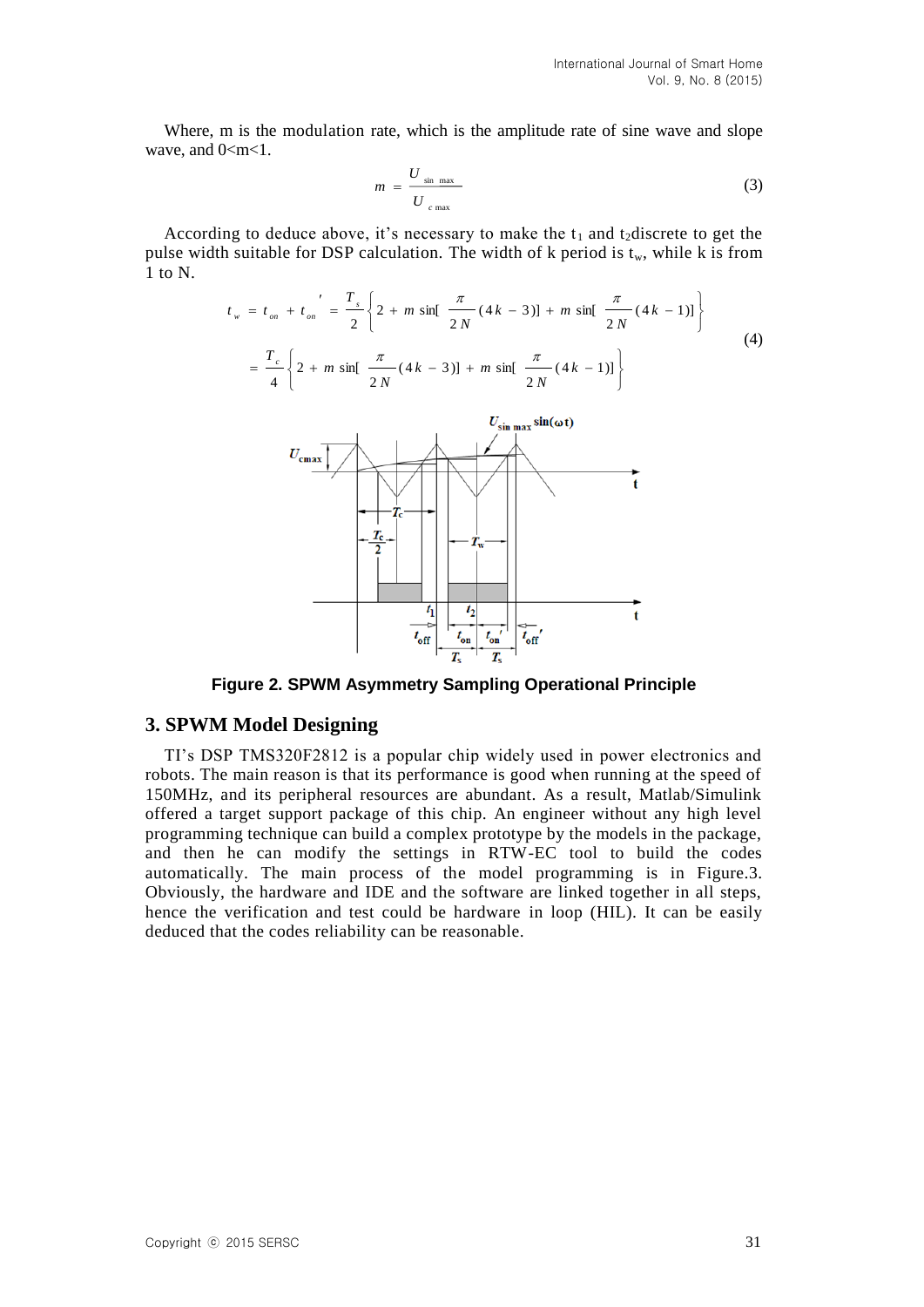Where, m is the modulation rate, which is the amplitude rate of sine wave and slope wave, and 0<m<1.

$$m = \frac{U_{\sin\ \max}}{U_{c\ \max}} \tag{3}$$

According to deduce above, it's necessary to make the $t_1$ and $t_2$discrete to get the pulse width suitable for DSP calculation. The width of k period is $t_w$, while k is from 1 to N.

$$\begin{aligned} t_w &= t_{on} + t_{on}' = \frac{T_s}{2}\left\{2 + m\sin[\frac{\pi}{2N}(4k-3)] + m\sin[\frac{\pi}{2N}(4k-1)]\right\} \\ &= \frac{T_c}{4}\left\{2 + m\sin[\frac{\pi}{2N}(4k-3)] + m\sin[\frac{\pi}{2N}(4k-1)]\right\} \end{aligned} \tag{4}$$

**Figure 2. SPWM Asymmetry Sampling Operational Principle**

## 3. SPWM Model Designing

TI's DSP TMS320F2812 is a popular chip widely used in power electronics and robots. The main reason is that its performance is good when running at the speed of 150MHz, and its peripheral resources are abundant. As a result, Matlab/Simulink offered a target support package of this chip. An engineer without any high level programming technique can build a complex prototype by the models in the package, and then he can modify the settings in RTW-EC tool to build the codes automatically. The main process of the model programming is in Figure.3. Obviously, the hardware and IDE and the software are linked together in all steps, hence the verification and test could be hardware in loop (HIL). It can be easily deduced that the codes reliability can be reasonable.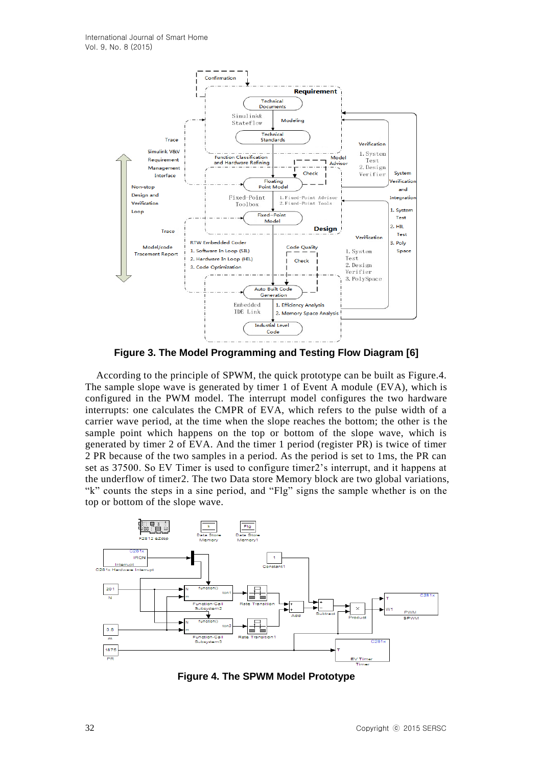**Figure 3. The Model Programming and Testing Flow Diagram [6]**

According to the principle of SPWM, the quick prototype can be built as Figure.4. The sample slope wave is generated by timer 1 of Event A module (EVA), which is configured in the PWM model. The interrupt model configures the two hardware interrupts: one calculates the CMPR of EVA, which refers to the pulse width of a carrier wave period, at the time when the slope reaches the bottom; the other is the sample point which happens on the top or bottom of the slope wave, which is generated by timer 2 of EVA. And the timer 1 period (register PR) is twice of timer 2 PR because of the two samples in a period. As the period is set to 1ms, the PR can set as 37500. So EV Timer is used to configure timer2's interrupt, and it happens at the underflow of timer2. The two Data store Memory block are two global variations, "k" counts the steps in a sine period, and "Flg" signs the sample whether is on the top or bottom of the slope wave.

**Figure 4. The SPWM Model Prototype**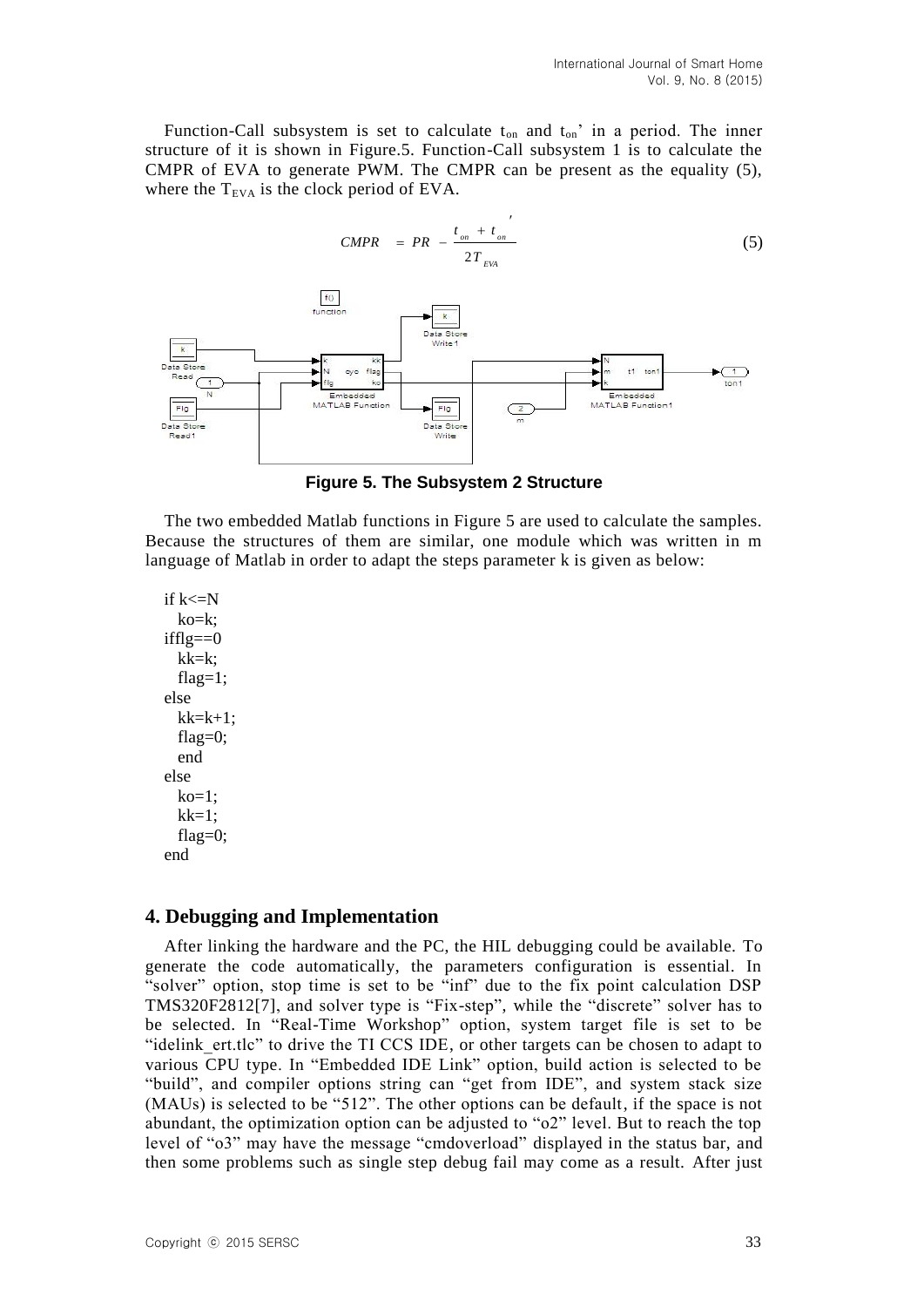Function-Call subsystem is set to calculate $t_{on}$ and $t_{on}'$ in a period. The inner structure of it is shown in Figure.5. Function-Call subsystem 1 is to calculate the CMPR of EVA to generate PWM. The CMPR can be present as the equality (5), where the $T_{EVA}$ is the clock period of EVA.

$$CMPR = PR - \frac{t_{on} + t_{on}'}{2T_{EVA}} \tag{5}$$

**Figure 5. The Subsystem 2 Structure**

The two embedded Matlab functions in Figure 5 are used to calculate the samples. Because the structures of them are similar, one module which was written in m language of Matlab in order to adapt the steps parameter k is given as below:

```
if k<=N
  ko=k;
ifflg==0
  kk=k;
  flag=1;
else
  kk=k+1;
  flag=0;
  end
else
  ko=1;
  kk=1;
  flag=0;
end
```

## 4. Debugging and Implementation

After linking the hardware and the PC, the HIL debugging could be available. To generate the code automatically, the parameters configuration is essential. In "solver" option, stop time is set to be "inf" due to the fix point calculation DSP TMS320F2812[7], and solver type is "Fix-step", while the "discrete" solver has to be selected. In "Real-Time Workshop" option, system target file is set to be "idelink_ert.tlc" to drive the TI CCS IDE, or other targets can be chosen to adapt to various CPU type. In "Embedded IDE Link" option, build action is selected to be "build", and compiler options string can "get from IDE", and system stack size (MAUs) is selected to be "512". The other options can be default, if the space is not abundant, the optimization option can be adjusted to "o2" level. But to reach the top level of "o3" may have the message "cmdoverload" displayed in the status bar, and then some problems such as single step debug fail may come as a result. After just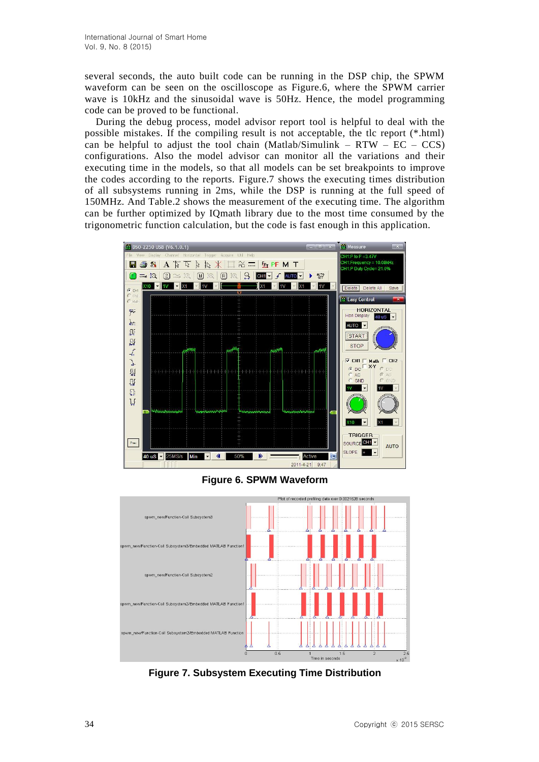several seconds, the auto built code can be running in the DSP chip, the SPWM waveform can be seen on the oscilloscope as Figure.6, where the SPWM carrier wave is 10kHz and the sinusoidal wave is 50Hz. Hence, the model programming code can be proved to be functional.

During the debug process, model advisor report tool is helpful to deal with the possible mistakes. If the compiling result is not acceptable, the tlc report (*.html) can be helpful to adjust the tool chain (Matlab/Simulink – RTW – EC – CCS) configurations. Also the model advisor can monitor all the variations and their executing time in the models, so that all models can be set breakpoints to improve the codes according to the reports. Figure.7 shows the executing times distribution of all subsystems running in 2ms, while the DSP is running at the full speed of 150MHz. And Table.2 shows the measurement of the executing time. The algorithm can be further optimized by IQmath library due to the most time consumed by the trigonometric function calculation, but the code is fast enough in this application.

**Figure 6. SPWM Waveform**

**Figure 7. Subsystem Executing Time Distribution**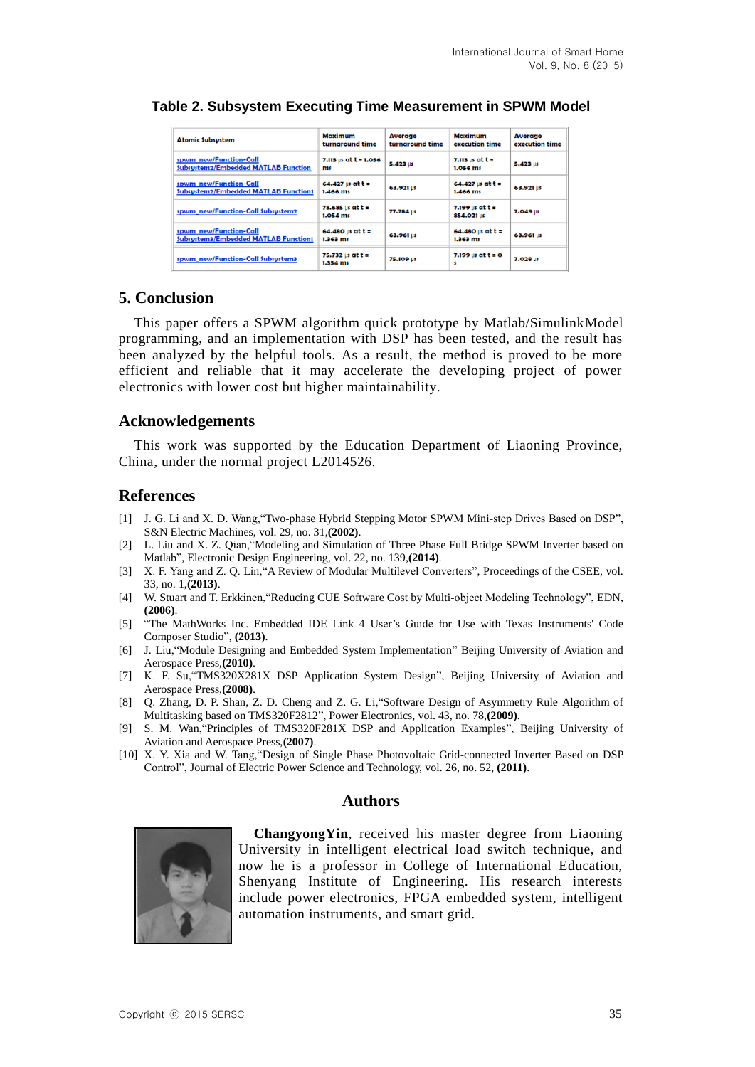**Table 2. Subsystem Executing Time Measurement in SPWM Model**

| Atomic Subsystem | Maximum turnaround time | Average turnaround time | Maximum execution time | Average execution time |
|---|---|---|---|---|
| spwm_new/Function-Call Subsystem2/Embedded MATLAB Function | 7.113 μs at t = 1.056 ms | 5.423 μs | 7.113 μs at t = 1.056 ms | 5.423 μs |
| spwm_new/Function-Call Subsystem2/Embedded MATLAB Function1 | 64.427 μs at t = 1.466 ms | 63.921 μs | 64.427 μs at t = 1.466 ms | 63.921 μs |
| spwm_new/Function-Call Subsystem2 | 78.685 μs at t = 1.054 ms | 77.784 μs | 7.199 μs at t = 854.021 μs | 7.049 μs |
| spwm_new/Function-Call Subsystem3/Embedded MATLAB Function1 | 64.480 μs at t = 1.363 ms | 63.961 μs | 64.480 μs at t = 1.363 ms | 63.961 μs |
| spwm_new/Function-Call Subsystem3 | 75.732 μs at t = 1.354 ms | 75.109 μs | 7.199 μs at t = 0 s | 7.028 μs |

## 5. Conclusion

This paper offers a SPWM algorithm quick prototype by Matlab/SimulinkModel programming, and an implementation with DSP has been tested, and the result has been analyzed by the helpful tools. As a result, the method is proved to be more efficient and reliable that it may accelerate the developing project of power electronics with lower cost but higher maintainability.

## Acknowledgements

This work was supported by the Education Department of Liaoning Province, China, under the normal project L2014526.

## References

[1] J. G. Li and X. D. Wang,"Two-phase Hybrid Stepping Motor SPWM Mini-step Drives Based on DSP", S&N Electric Machines, vol. 29, no. 31,**(2002)**.

[2] L. Liu and X. Z. Qian,"Modeling and Simulation of Three Phase Full Bridge SPWM Inverter based on Matlab", Electronic Design Engineering, vol. 22, no. 139,**(2014)**.

[3] X. F. Yang and Z. Q. Lin,"A Review of Modular Multilevel Converters", Proceedings of the CSEE, vol. 33, no. 1,**(2013)**.

[4] W. Stuart and T. Erkkinen,"Reducing CUE Software Cost by Multi-object Modeling Technology", EDN, **(2006)**.

[5] "The MathWorks Inc. Embedded IDE Link 4 User's Guide for Use with Texas Instruments' Code Composer Studio", **(2013)**.

[6] J. Liu,"Module Designing and Embedded System Implementation" Beijing University of Aviation and Aerospace Press,**(2010)**.

[7] K. F. Su,"TMS320X281X DSP Application System Design", Beijing University of Aviation and Aerospace Press,**(2008)**.

[8] Q. Zhang, D. P. Shan, Z. D. Cheng and Z. G. Li,"Software Design of Asymmetry Rule Algorithm of Multitasking based on TMS320F2812", Power Electronics, vol. 43, no. 78,**(2009)**.

[9] S. M. Wan,"Principles of TMS320F281X DSP and Application Examples", Beijing University of Aviation and Aerospace Press,**(2007)**.

[10] X. Y. Xia and W. Tang,"Design of Single Phase Photovoltaic Grid-connected Inverter Based on DSP Control", Journal of Electric Power Science and Technology, vol. 26, no. 52, **(2011)**.

## Authors

**ChangyongYin**, received his master degree from Liaoning University in intelligent electrical load switch technique, and now he is a professor in College of International Education, Shenyang Institute of Engineering. His research interests include power electronics, FPGA embedded system, intelligent automation instruments, and smart grid.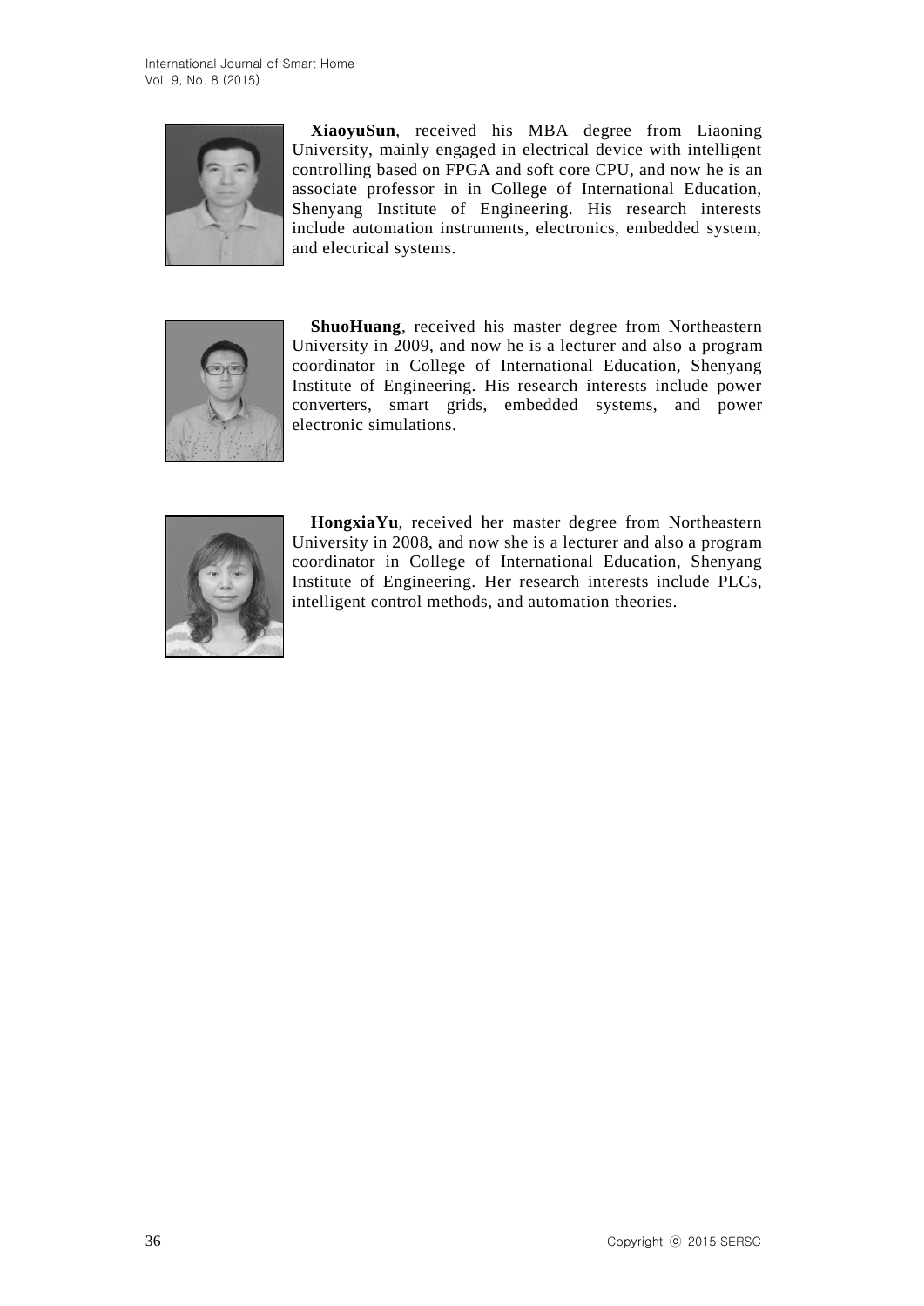**XiaoyuSun**, received his MBA degree from Liaoning University, mainly engaged in electrical device with intelligent controlling based on FPGA and soft core CPU, and now he is an associate professor in in College of International Education, Shenyang Institute of Engineering. His research interests include automation instruments, electronics, embedded system, and electrical systems.

**ShuoHuang**, received his master degree from Northeastern University in 2009, and now he is a lecturer and also a program coordinator in College of International Education, Shenyang Institute of Engineering. His research interests include power converters, smart grids, embedded systems, and power electronic simulations.

**HongxiaYu**, received her master degree from Northeastern University in 2008, and now she is a lecturer and also a program coordinator in College of International Education, Shenyang Institute of Engineering. Her research interests include PLCs, intelligent control methods, and automation theories.